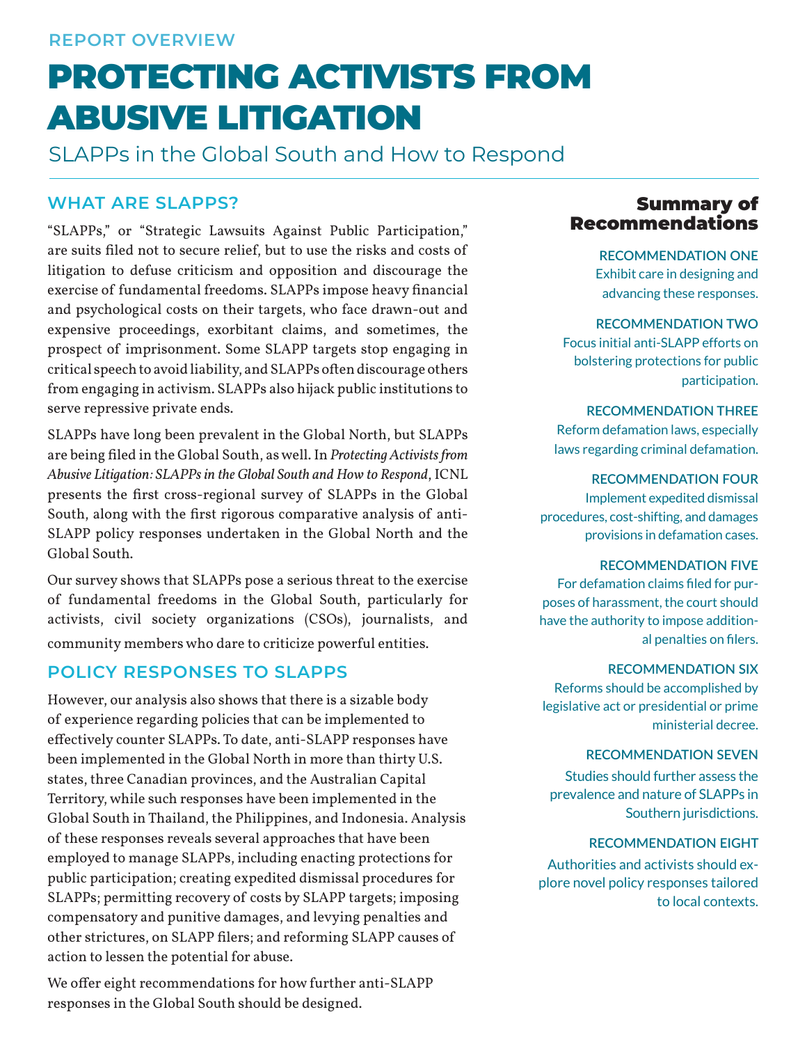REPORT OVERVIEW

# PROTECTING ACTIVISTS FROM ABUSIVE LITIGATION

SLAPPs in the Global South and How to Respond

## WHAT ARE SLAPPS?

"SLAPPs," or "Strategic Lawsuits Against Public Participation," are suits filed not to secure relief, but to use the risks and costs of litigation to defuse criticism and opposition and discourage the exercise of fundamental freedoms. SLAPPs impose heavy financial and psychological costs on their targets, who face drawn-out and expensive proceedings, exorbitant claims, and sometimes, the prospect of imprisonment. Some SLAPP targets stop engaging in critical speech to avoid liability, and SLAPPs often discourage others from engaging in activism. SLAPPs also hijack public institutions to serve repressive private ends.

SLAPPs have long been prevalent in the Global North, but SLAPPs are being filed in the Global South, as well. In *Protecting Activists from Abusive Litigation: SLAPPs in the Global South and How to Respond*, ICNL presents the first cross-regional survey of SLAPPs in the Global South, along with the first rigorous comparative analysis of anti-SLAPP policy responses undertaken in the Global North and the Global South.

Our survey shows that SLAPPs pose a serious threat to the exercise of fundamental freedoms in the Global South, particularly for activists, civil society organizations (CSOs), journalists, and community members who dare to criticize powerful entities.

## POLICY RESPONSES TO SLAPPS

However, our analysis also shows that there is a sizable body of experience regarding policies that can be implemented to effectively counter SLAPPs. To date, anti-SLAPP responses have been implemented in the Global North in more than thirty U.S. states, three Canadian provinces, and the Australian Capital Territory, while such responses have been implemented in the Global South in Thailand, the Philippines, and Indonesia. Analysis of these responses reveals several approaches that have been employed to manage SLAPPs, including enacting protections for public participation; creating expedited dismissal procedures for SLAPPs; permitting recovery of costs by SLAPP targets; imposing compensatory and punitive damages, and levying penalties and other strictures, on SLAPP filers; and reforming SLAPP causes of action to lessen the potential for abuse.

We offer eight recommendations for how further anti-SLAPP responses in the Global South should be designed.

## Summary of Recommendations

**RECOMMENDATION ONE**
Exhibit care in designing and advancing these responses.

**RECOMMENDATION TWO**
Focus initial anti-SLAPP efforts on bolstering protections for public participation.

**RECOMMENDATION THREE**
Reform defamation laws, especially laws regarding criminal defamation.

**RECOMMENDATION FOUR**
Implement expedited dismissal procedures, cost-shifting, and damages provisions in defamation cases.

**RECOMMENDATION FIVE**
For defamation claims filed for purposes of harassment, the court should have the authority to impose additional penalties on filers.

**RECOMMENDATION SIX**
Reforms should be accomplished by legislative act or presidential or prime ministerial decree.

**RECOMMENDATION SEVEN**
Studies should further assess the prevalence and nature of SLAPPs in Southern jurisdictions.

**RECOMMENDATION EIGHT**
Authorities and activists should explore novel policy responses tailored to local contexts.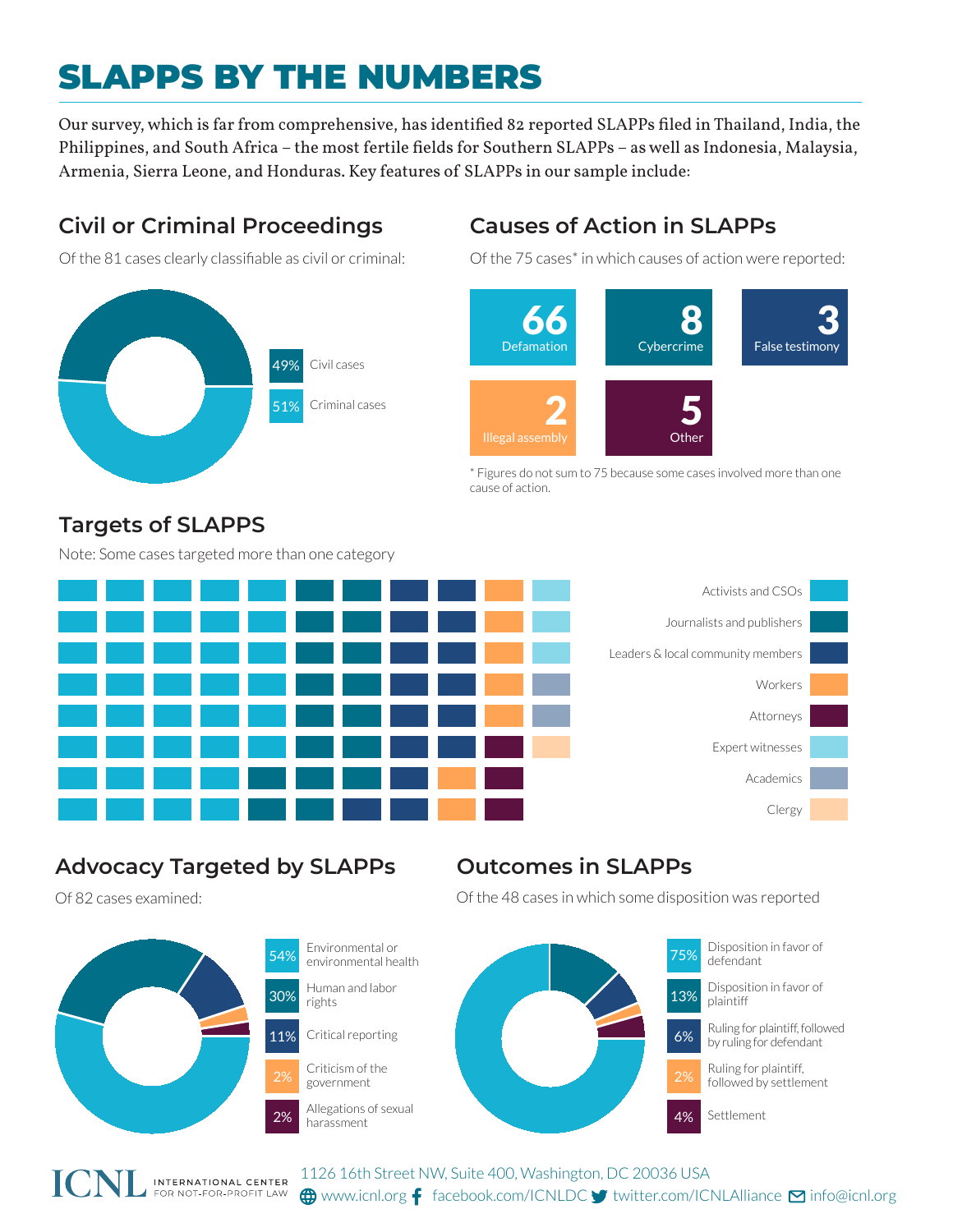# SLAPPS BY THE NUMBERS

Our survey, which is far from comprehensive, has identified 82 reported SLAPPs filed in Thailand, India, the Philippines, and South Africa – the most fertile fields for Southern SLAPPs – as well as Indonesia, Malaysia, Armenia, Sierra Leone, and Honduras. Key features of SLAPPs in our sample include:

## Civil or Criminal Proceedings

Of the 81 cases clearly classifiable as civil or criminal:

49% Civil cases

51% Criminal cases

## Causes of Action in SLAPPs

Of the 75 cases* in which causes of action were reported:

66 Defamation

8 Cybercrime

3 False testimony

2 Illegal assembly

5 Other

* Figures do not sum to 75 because some cases involved more than one cause of action.

## Targets of SLAPPS

Note: Some cases targeted more than one category

Activists and CSOs

Journalists and publishers

Leaders & local community members

Workers

Attorneys

Expert witnesses

Academics

Clergy

## Advocacy Targeted by SLAPPs

Of 82 cases examined:

54% Environmental or environmental health

30% Human and labor rights

11% Critical reporting

2% Criticism of the government

2% Allegations of sexual harassment

## Outcomes in SLAPPs

Of the 48 cases in which some disposition was reported

75% Disposition in favor of defendant

13% Disposition in favor of plaintiff

6% Ruling for plaintiff, followed by ruling for defendant

2% Ruling for plaintiff, followed by settlement

4% Settlement

ICNL INTERNATIONAL CENTER FOR NOT-FOR-PROFIT LAW

1126 16th Street NW, Suite 400, Washington, DC 20036 USA

www.icnl.org facebook.com/ICNLDC twitter.com/ICNLAlliance info@icnl.org